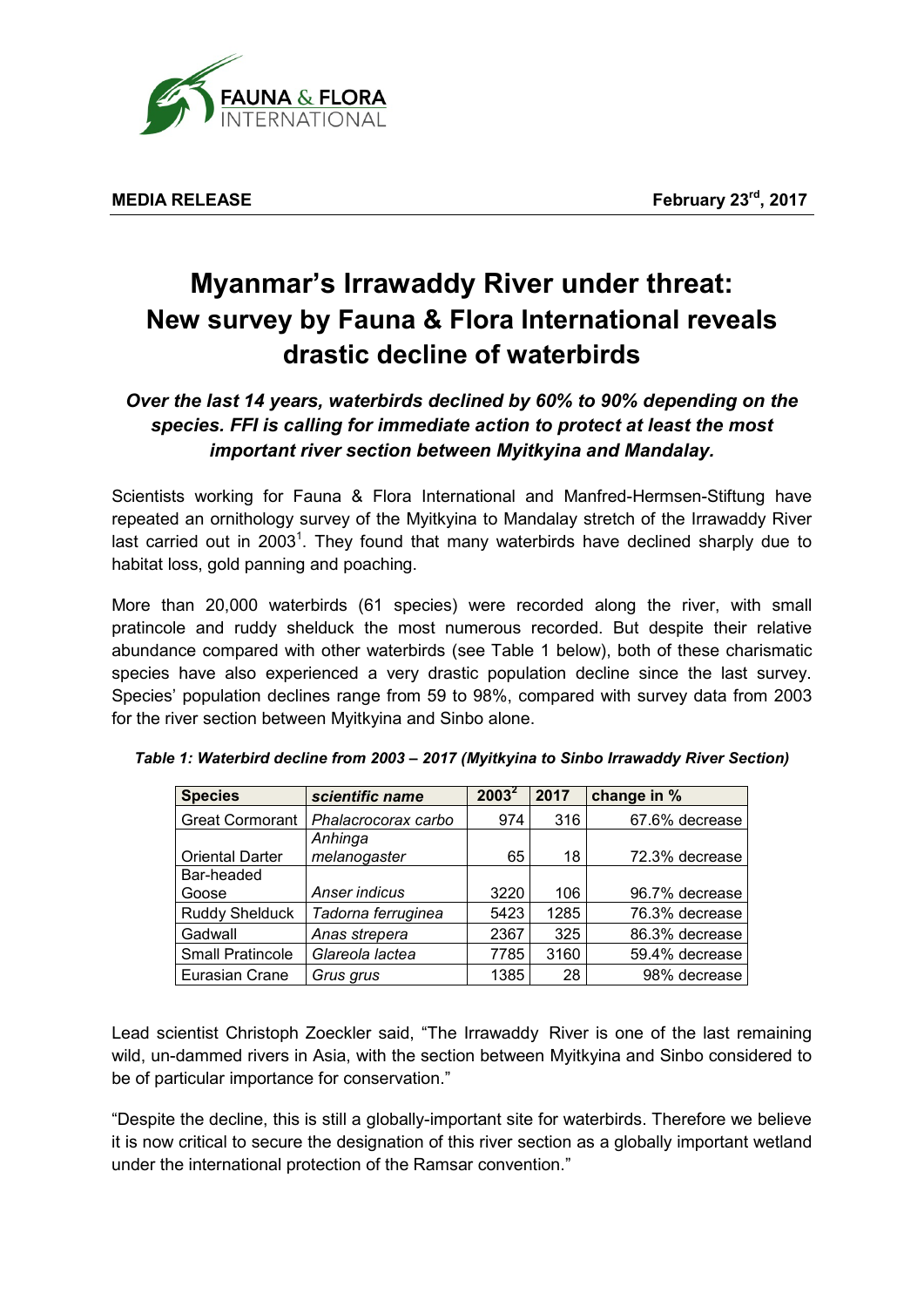**MEDIA RELEASE** **February 23rd, 2017**

# Myanmar's Irrawaddy River under threat: New survey by Fauna & Flora International reveals drastic decline of waterbirds

### *Over the last 14 years, waterbirds declined by 60% to 90% depending on the species. FFI is calling for immediate action to protect at least the most important river section between Myitkyina and Mandalay.*

Scientists working for Fauna & Flora International and Manfred-Hermsen-Stiftung have repeated an ornithology survey of the Myitkyina to Mandalay stretch of the Irrawaddy River last carried out in 2003[1]. They found that many waterbirds have declined sharply due to habitat loss, gold panning and poaching.

More than 20,000 waterbirds (61 species) were recorded along the river, with small pratincole and ruddy shelduck the most numerous recorded. But despite their relative abundance compared with other waterbirds (see Table 1 below), both of these charismatic species have also experienced a very drastic population decline since the last survey. Species' population declines range from 59 to 98%, compared with survey data from 2003 for the river section between Myitkyina and Sinbo alone.

*Table 1: Waterbird decline from 2003 – 2017 (Myitkyina to Sinbo Irrawaddy River Section)*

| Species | scientific name | 2003[2] | 2017 | change in % |
|---|---|---|---|---|
| Great Cormorant | *Phalacrocorax carbo* | 974 | 316 | 67.6% decrease |
| Oriental Darter | *Anhinga melanogaster* | 65 | 18 | 72.3% decrease |
| Bar-headed Goose | *Anser indicus* | 3220 | 106 | 96.7% decrease |
| Ruddy Shelduck | *Tadorna ferruginea* | 5423 | 1285 | 76.3% decrease |
| Gadwall | *Anas strepera* | 2367 | 325 | 86.3% decrease |
| Small Pratincole | *Glareola lactea* | 7785 | 3160 | 59.4% decrease |
| Eurasian Crane | *Grus grus* | 1385 | 28 | 98% decrease |

Lead scientist Christoph Zoeckler said, "The Irrawaddy River is one of the last remaining wild, un-dammed rivers in Asia, with the section between Myitkyina and Sinbo considered to be of particular importance for conservation."

"Despite the decline, this is still a globally-important site for waterbirds. Therefore we believe it is now critical to secure the designation of this river section as a globally important wetland under the international protection of the Ramsar convention."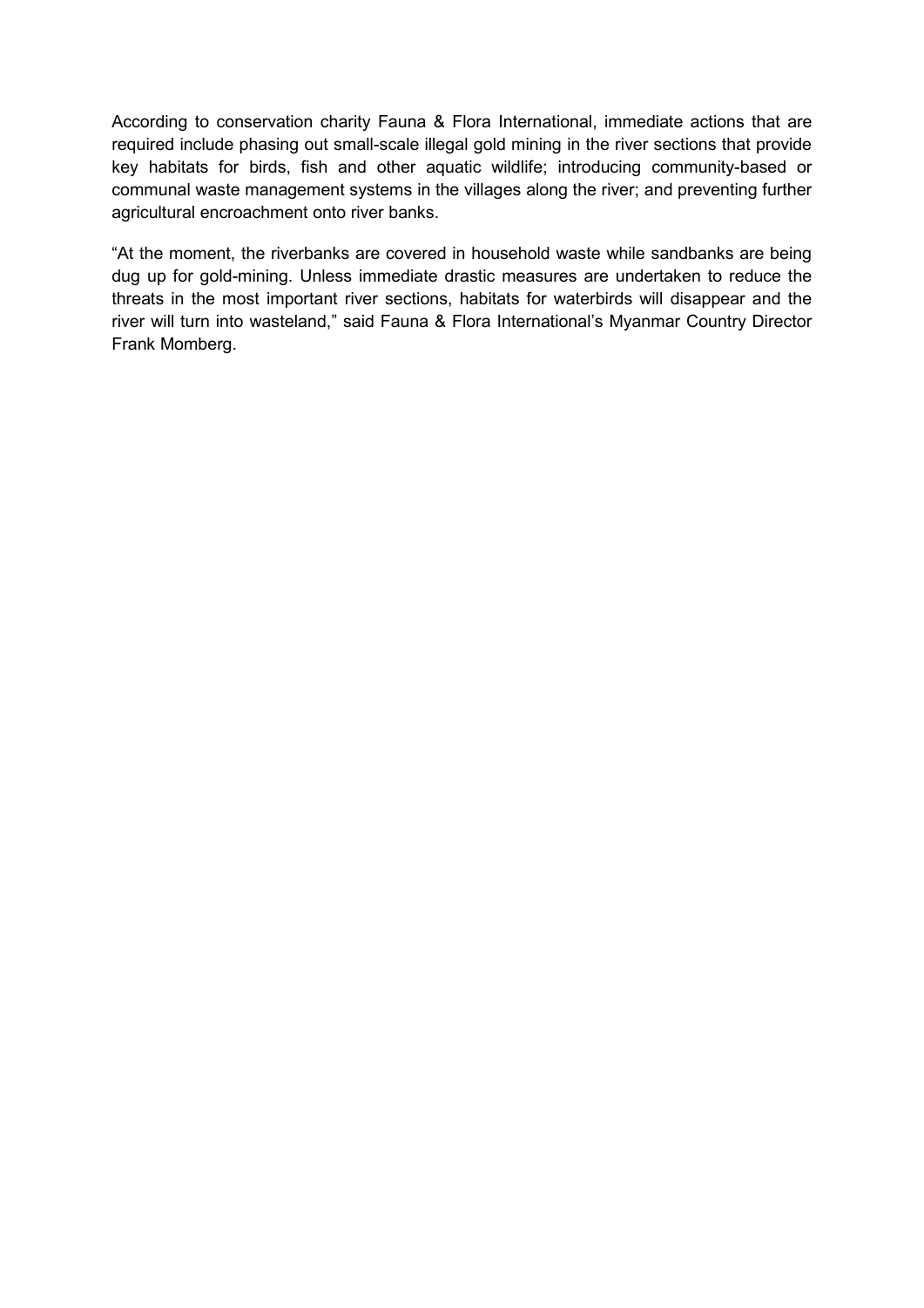According to conservation charity Fauna & Flora International, immediate actions that are required include phasing out small-scale illegal gold mining in the river sections that provide key habitats for birds, fish and other aquatic wildlife; introducing community-based or communal waste management systems in the villages along the river; and preventing further agricultural encroachment onto river banks.

“At the moment, the riverbanks are covered in household waste while sandbanks are being dug up for gold-mining. Unless immediate drastic measures are undertaken to reduce the threats in the most important river sections, habitats for waterbirds will disappear and the river will turn into wasteland,” said Fauna & Flora International’s Myanmar Country Director Frank Momberg.